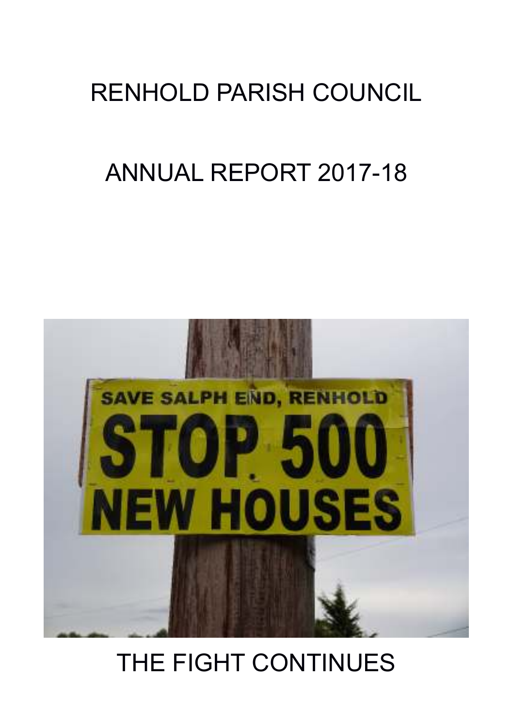# RENHOLD PARISH COUNCIL

# ANNUAL REPORT 2017-18

THE FIGHT CONTINUES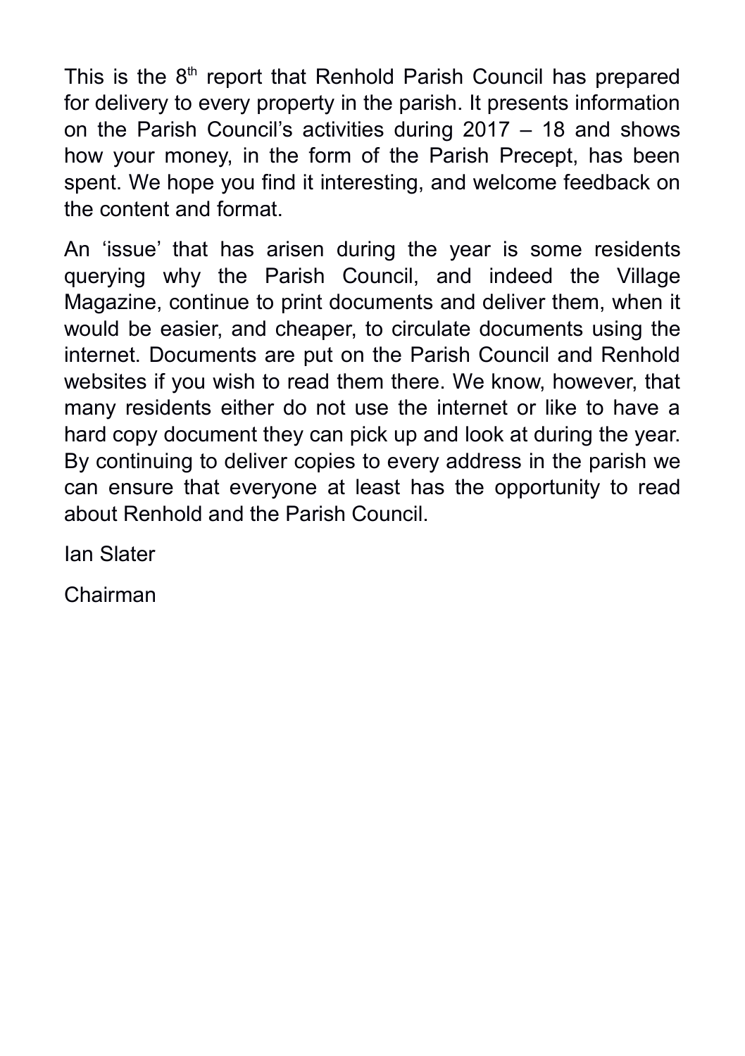This is the 8th report that Renhold Parish Council has prepared for delivery to every property in the parish. It presents information on the Parish Council's activities during 2017 – 18 and shows how your money, in the form of the Parish Precept, has been spent. We hope you find it interesting, and welcome feedback on the content and format.

An 'issue' that has arisen during the year is some residents querying why the Parish Council, and indeed the Village Magazine, continue to print documents and deliver them, when it would be easier, and cheaper, to circulate documents using the internet. Documents are put on the Parish Council and Renhold websites if you wish to read them there. We know, however, that many residents either do not use the internet or like to have a hard copy document they can pick up and look at during the year. By continuing to deliver copies to every address in the parish we can ensure that everyone at least has the opportunity to read about Renhold and the Parish Council.

Ian Slater

Chairman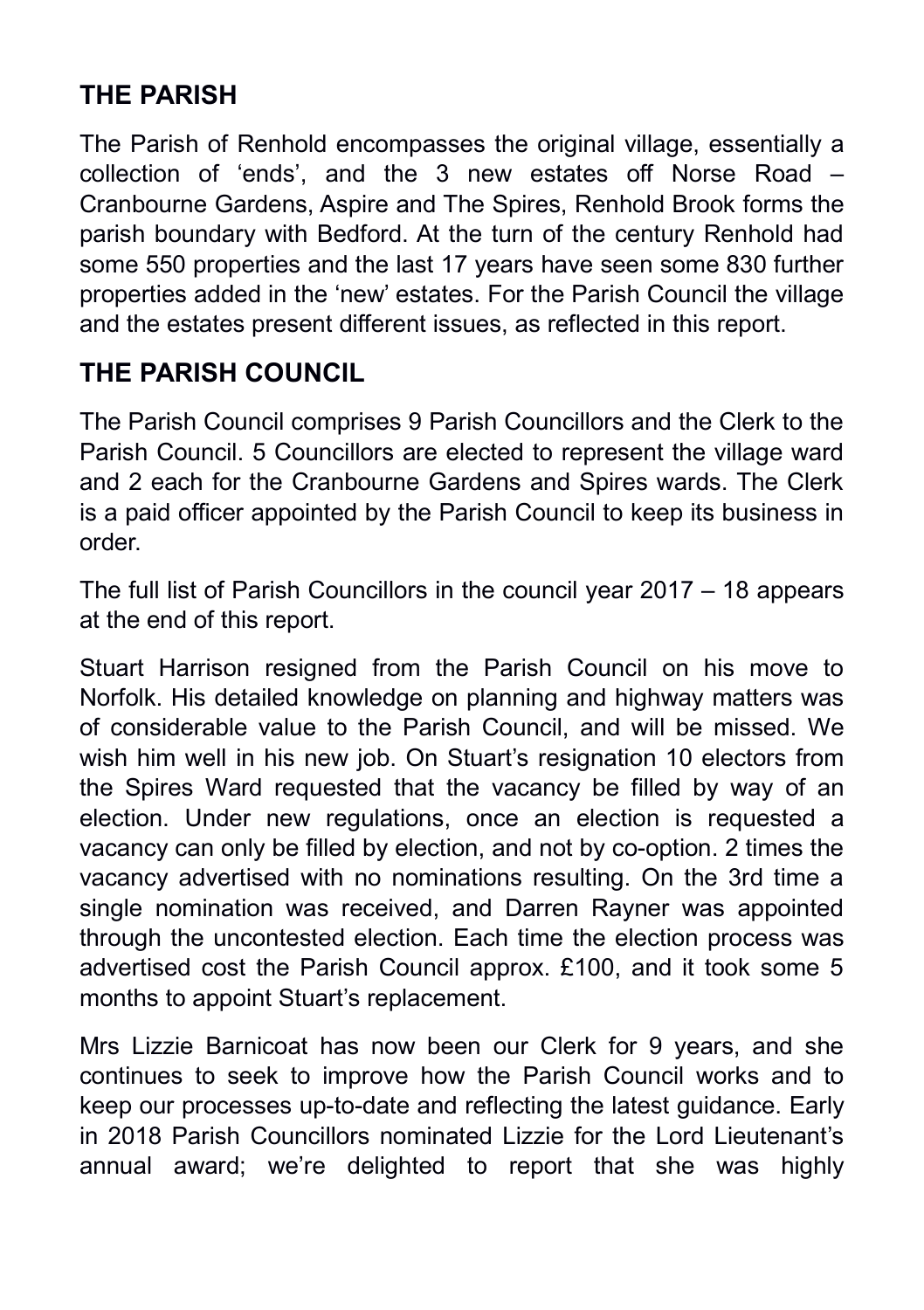## THE PARISH

The Parish of Renhold encompasses the original village, essentially a collection of 'ends', and the 3 new estates off Norse Road – Cranbourne Gardens, Aspire and The Spires, Renhold Brook forms the parish boundary with Bedford. At the turn of the century Renhold had some 550 properties and the last 17 years have seen some 830 further properties added in the 'new' estates. For the Parish Council the village and the estates present different issues, as reflected in this report.

## THE PARISH COUNCIL

The Parish Council comprises 9 Parish Councillors and the Clerk to the Parish Council. 5 Councillors are elected to represent the village ward and 2 each for the Cranbourne Gardens and Spires wards. The Clerk is a paid officer appointed by the Parish Council to keep its business in order.

The full list of Parish Councillors in the council year 2017 – 18 appears at the end of this report.

Stuart Harrison resigned from the Parish Council on his move to Norfolk. His detailed knowledge on planning and highway matters was of considerable value to the Parish Council, and will be missed. We wish him well in his new job. On Stuart's resignation 10 electors from the Spires Ward requested that the vacancy be filled by way of an election. Under new regulations, once an election is requested a vacancy can only be filled by election, and not by co-option. 2 times the vacancy advertised with no nominations resulting. On the 3rd time a single nomination was received, and Darren Rayner was appointed through the uncontested election. Each time the election process was advertised cost the Parish Council approx. £100, and it took some 5 months to appoint Stuart's replacement.

Mrs Lizzie Barnicoat has now been our Clerk for 9 years, and she continues to seek to improve how the Parish Council works and to keep our processes up-to-date and reflecting the latest guidance. Early in 2018 Parish Councillors nominated Lizzie for the Lord Lieutenant's annual award; we're delighted to report that she was highly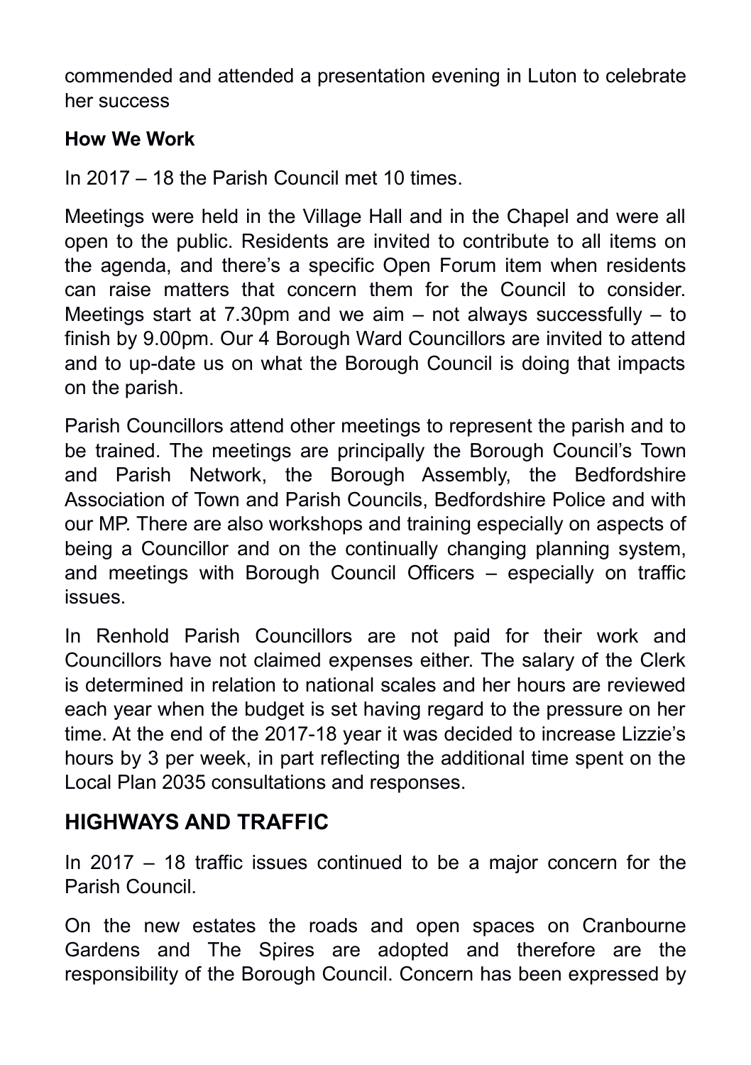commended and attended a presentation evening in Luton to celebrate her success

**How We Work**

In 2017 – 18 the Parish Council met 10 times.

Meetings were held in the Village Hall and in the Chapel and were all open to the public. Residents are invited to contribute to all items on the agenda, and there's a specific Open Forum item when residents can raise matters that concern them for the Council to consider. Meetings start at 7.30pm and we aim – not always successfully – to finish by 9.00pm. Our 4 Borough Ward Councillors are invited to attend and to up-date us on what the Borough Council is doing that impacts on the parish.

Parish Councillors attend other meetings to represent the parish and to be trained. The meetings are principally the Borough Council's Town and Parish Network, the Borough Assembly, the Bedfordshire Association of Town and Parish Councils, Bedfordshire Police and with our MP. There are also workshops and training especially on aspects of being a Councillor and on the continually changing planning system, and meetings with Borough Council Officers – especially on traffic issues.

In Renhold Parish Councillors are not paid for their work and Councillors have not claimed expenses either. The salary of the Clerk is determined in relation to national scales and her hours are reviewed each year when the budget is set having regard to the pressure on her time. At the end of the 2017-18 year it was decided to increase Lizzie's hours by 3 per week, in part reflecting the additional time spent on the Local Plan 2035 consultations and responses.

## HIGHWAYS AND TRAFFIC

In 2017 – 18 traffic issues continued to be a major concern for the Parish Council.

On the new estates the roads and open spaces on Cranbourne Gardens and The Spires are adopted and therefore are the responsibility of the Borough Council. Concern has been expressed by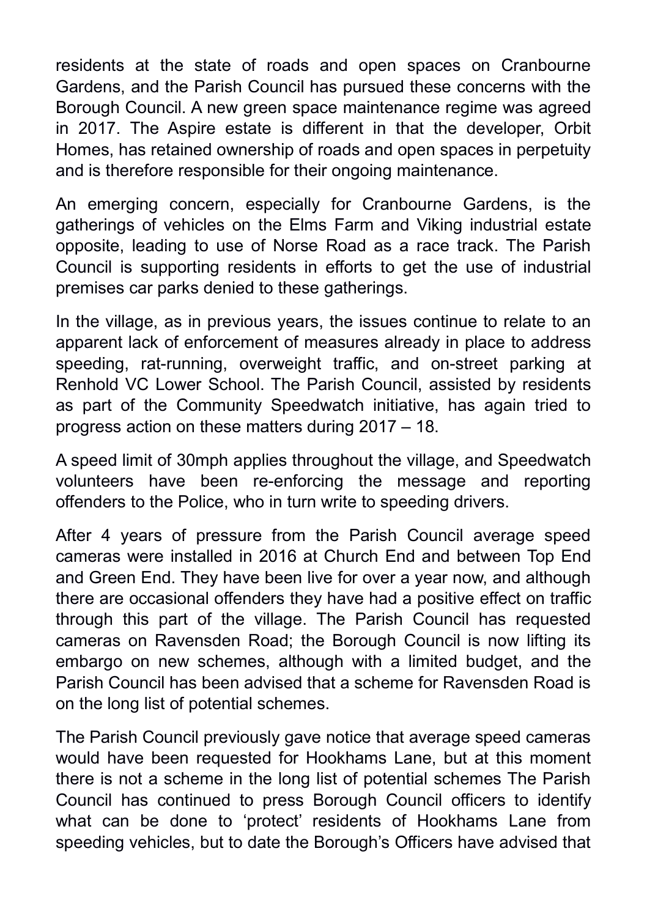residents at the state of roads and open spaces on Cranbourne Gardens, and the Parish Council has pursued these concerns with the Borough Council. A new green space maintenance regime was agreed in 2017. The Aspire estate is different in that the developer, Orbit Homes, has retained ownership of roads and open spaces in perpetuity and is therefore responsible for their ongoing maintenance.

An emerging concern, especially for Cranbourne Gardens, is the gatherings of vehicles on the Elms Farm and Viking industrial estate opposite, leading to use of Norse Road as a race track. The Parish Council is supporting residents in efforts to get the use of industrial premises car parks denied to these gatherings.

In the village, as in previous years, the issues continue to relate to an apparent lack of enforcement of measures already in place to address speeding, rat-running, overweight traffic, and on-street parking at Renhold VC Lower School. The Parish Council, assisted by residents as part of the Community Speedwatch initiative, has again tried to progress action on these matters during 2017 – 18.

A speed limit of 30mph applies throughout the village, and Speedwatch volunteers have been re-enforcing the message and reporting offenders to the Police, who in turn write to speeding drivers.

After 4 years of pressure from the Parish Council average speed cameras were installed in 2016 at Church End and between Top End and Green End. They have been live for over a year now, and although there are occasional offenders they have had a positive effect on traffic through this part of the village. The Parish Council has requested cameras on Ravensden Road; the Borough Council is now lifting its embargo on new schemes, although with a limited budget, and the Parish Council has been advised that a scheme for Ravensden Road is on the long list of potential schemes.

The Parish Council previously gave notice that average speed cameras would have been requested for Hookhams Lane, but at this moment there is not a scheme in the long list of potential schemes The Parish Council has continued to press Borough Council officers to identify what can be done to 'protect' residents of Hookhams Lane from speeding vehicles, but to date the Borough's Officers have advised that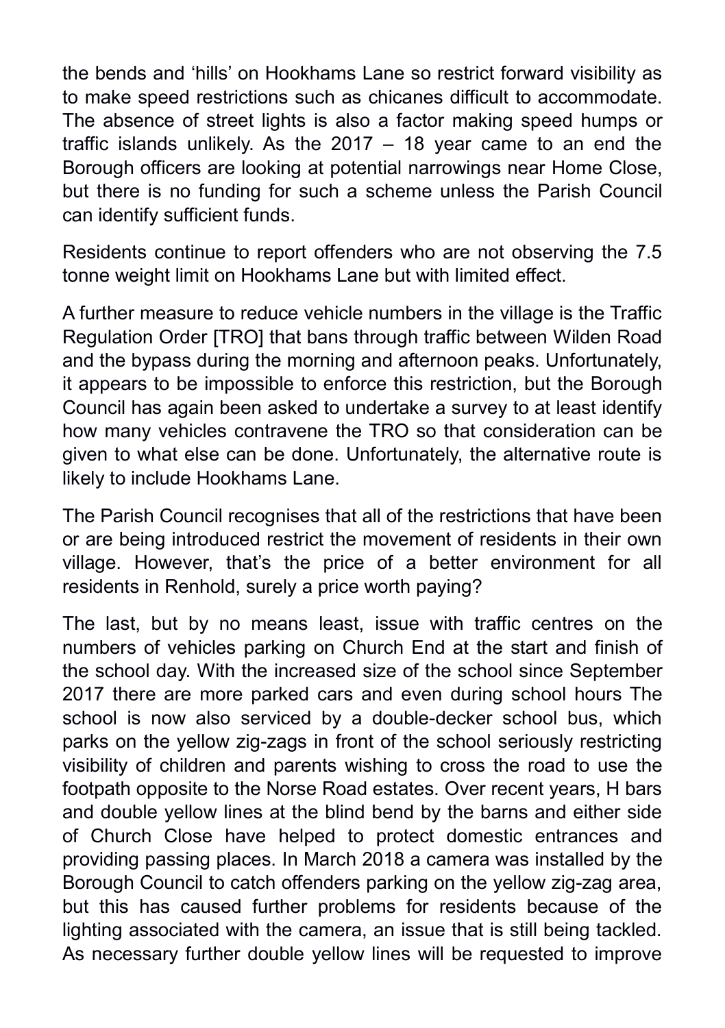the bends and 'hills' on Hookhams Lane so restrict forward visibility as to make speed restrictions such as chicanes difficult to accommodate. The absence of street lights is also a factor making speed humps or traffic islands unlikely. As the 2017 – 18 year came to an end the Borough officers are looking at potential narrowings near Home Close, but there is no funding for such a scheme unless the Parish Council can identify sufficient funds.

Residents continue to report offenders who are not observing the 7.5 tonne weight limit on Hookhams Lane but with limited effect.

A further measure to reduce vehicle numbers in the village is the Traffic Regulation Order [TRO] that bans through traffic between Wilden Road and the bypass during the morning and afternoon peaks. Unfortunately, it appears to be impossible to enforce this restriction, but the Borough Council has again been asked to undertake a survey to at least identify how many vehicles contravene the TRO so that consideration can be given to what else can be done. Unfortunately, the alternative route is likely to include Hookhams Lane.

The Parish Council recognises that all of the restrictions that have been or are being introduced restrict the movement of residents in their own village. However, that's the price of a better environment for all residents in Renhold, surely a price worth paying?

The last, but by no means least, issue with traffic centres on the numbers of vehicles parking on Church End at the start and finish of the school day. With the increased size of the school since September 2017 there are more parked cars and even during school hours The school is now also serviced by a double-decker school bus, which parks on the yellow zig-zags in front of the school seriously restricting visibility of children and parents wishing to cross the road to use the footpath opposite to the Norse Road estates. Over recent years, H bars and double yellow lines at the blind bend by the barns and either side of Church Close have helped to protect domestic entrances and providing passing places. In March 2018 a camera was installed by the Borough Council to catch offenders parking on the yellow zig-zag area, but this has caused further problems for residents because of the lighting associated with the camera, an issue that is still being tackled. As necessary further double yellow lines will be requested to improve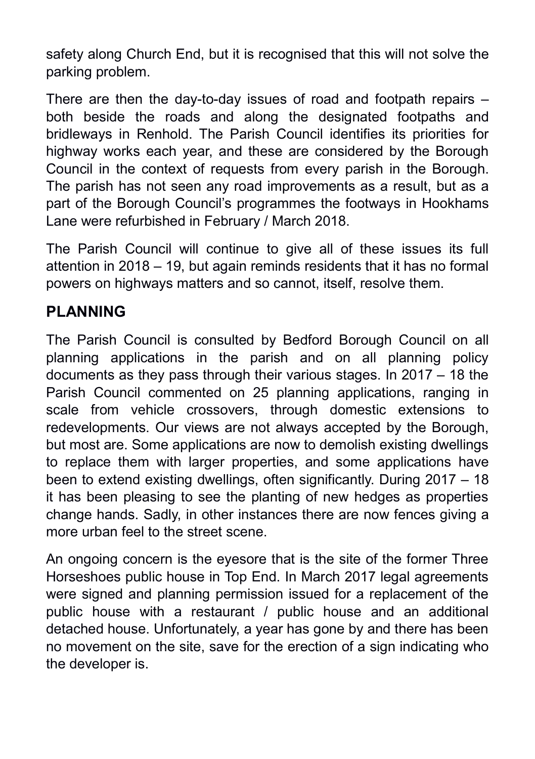safety along Church End, but it is recognised that this will not solve the parking problem.

There are then the day-to-day issues of road and footpath repairs – both beside the roads and along the designated footpaths and bridleways in Renhold. The Parish Council identifies its priorities for highway works each year, and these are considered by the Borough Council in the context of requests from every parish in the Borough. The parish has not seen any road improvements as a result, but as a part of the Borough Council's programmes the footways in Hookhams Lane were refurbished in February / March 2018.

The Parish Council will continue to give all of these issues its full attention in 2018 – 19, but again reminds residents that it has no formal powers on highways matters and so cannot, itself, resolve them.

## PLANNING

The Parish Council is consulted by Bedford Borough Council on all planning applications in the parish and on all planning policy documents as they pass through their various stages. In 2017 – 18 the Parish Council commented on 25 planning applications, ranging in scale from vehicle crossovers, through domestic extensions to redevelopments. Our views are not always accepted by the Borough, but most are. Some applications are now to demolish existing dwellings to replace them with larger properties, and some applications have been to extend existing dwellings, often significantly. During 2017 – 18 it has been pleasing to see the planting of new hedges as properties change hands. Sadly, in other instances there are now fences giving a more urban feel to the street scene.

An ongoing concern is the eyesore that is the site of the former Three Horseshoes public house in Top End. In March 2017 legal agreements were signed and planning permission issued for a replacement of the public house with a restaurant / public house and an additional detached house. Unfortunately, a year has gone by and there has been no movement on the site, save for the erection of a sign indicating who the developer is.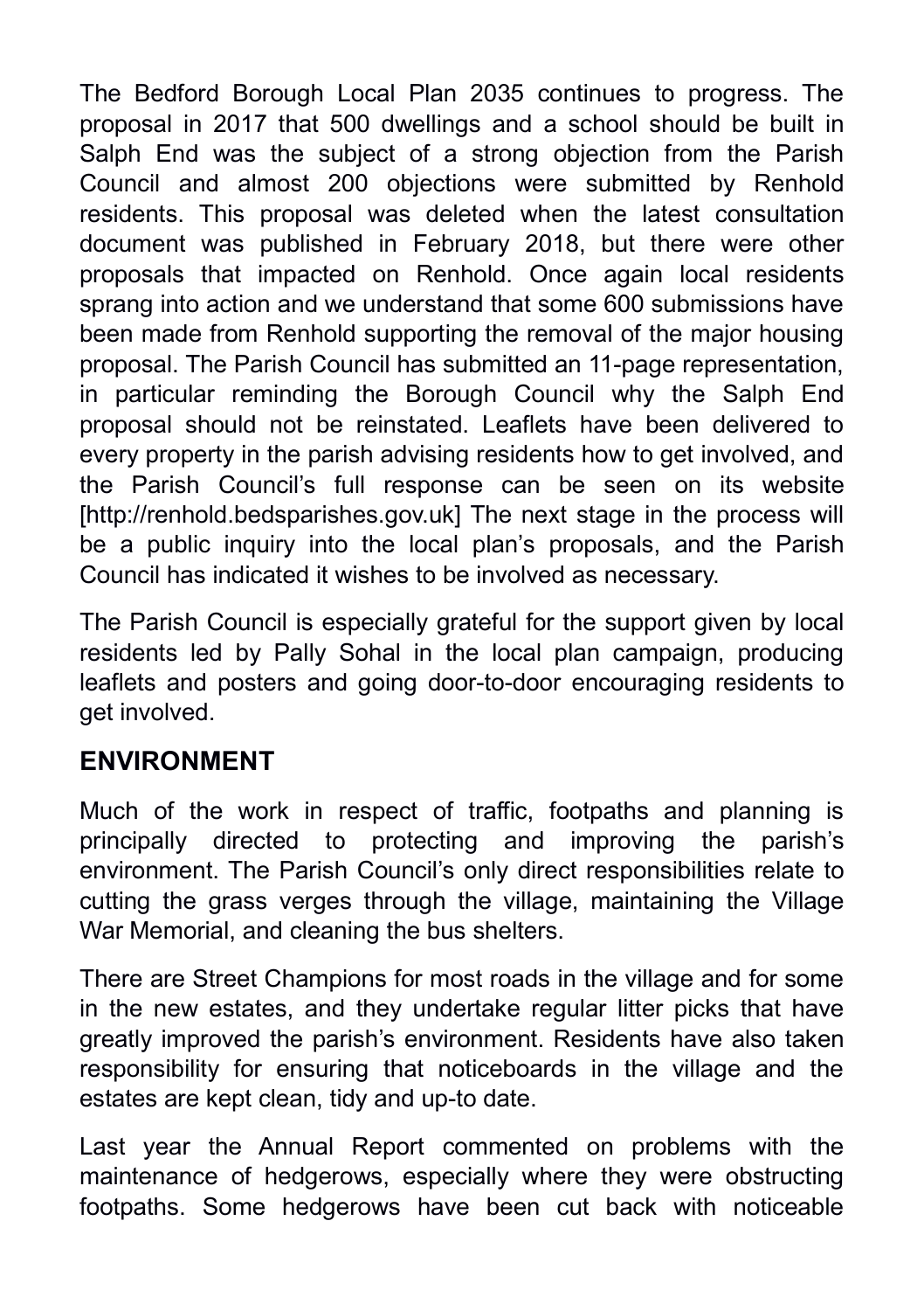The Bedford Borough Local Plan 2035 continues to progress. The proposal in 2017 that 500 dwellings and a school should be built in Salph End was the subject of a strong objection from the Parish Council and almost 200 objections were submitted by Renhold residents. This proposal was deleted when the latest consultation document was published in February 2018, but there were other proposals that impacted on Renhold. Once again local residents sprang into action and we understand that some 600 submissions have been made from Renhold supporting the removal of the major housing proposal. The Parish Council has submitted an 11-page representation, in particular reminding the Borough Council why the Salph End proposal should not be reinstated. Leaflets have been delivered to every property in the parish advising residents how to get involved, and the Parish Council's full response can be seen on its website [http://renhold.bedsparishes.gov.uk] The next stage in the process will be a public inquiry into the local plan's proposals, and the Parish Council has indicated it wishes to be involved as necessary.

The Parish Council is especially grateful for the support given by local residents led by Pally Sohal in the local plan campaign, producing leaflets and posters and going door-to-door encouraging residents to get involved.

## ENVIRONMENT

Much of the work in respect of traffic, footpaths and planning is principally directed to protecting and improving the parish's environment. The Parish Council's only direct responsibilities relate to cutting the grass verges through the village, maintaining the Village War Memorial, and cleaning the bus shelters.

There are Street Champions for most roads in the village and for some in the new estates, and they undertake regular litter picks that have greatly improved the parish's environment. Residents have also taken responsibility for ensuring that noticeboards in the village and the estates are kept clean, tidy and up-to date.

Last year the Annual Report commented on problems with the maintenance of hedgerows, especially where they were obstructing footpaths. Some hedgerows have been cut back with noticeable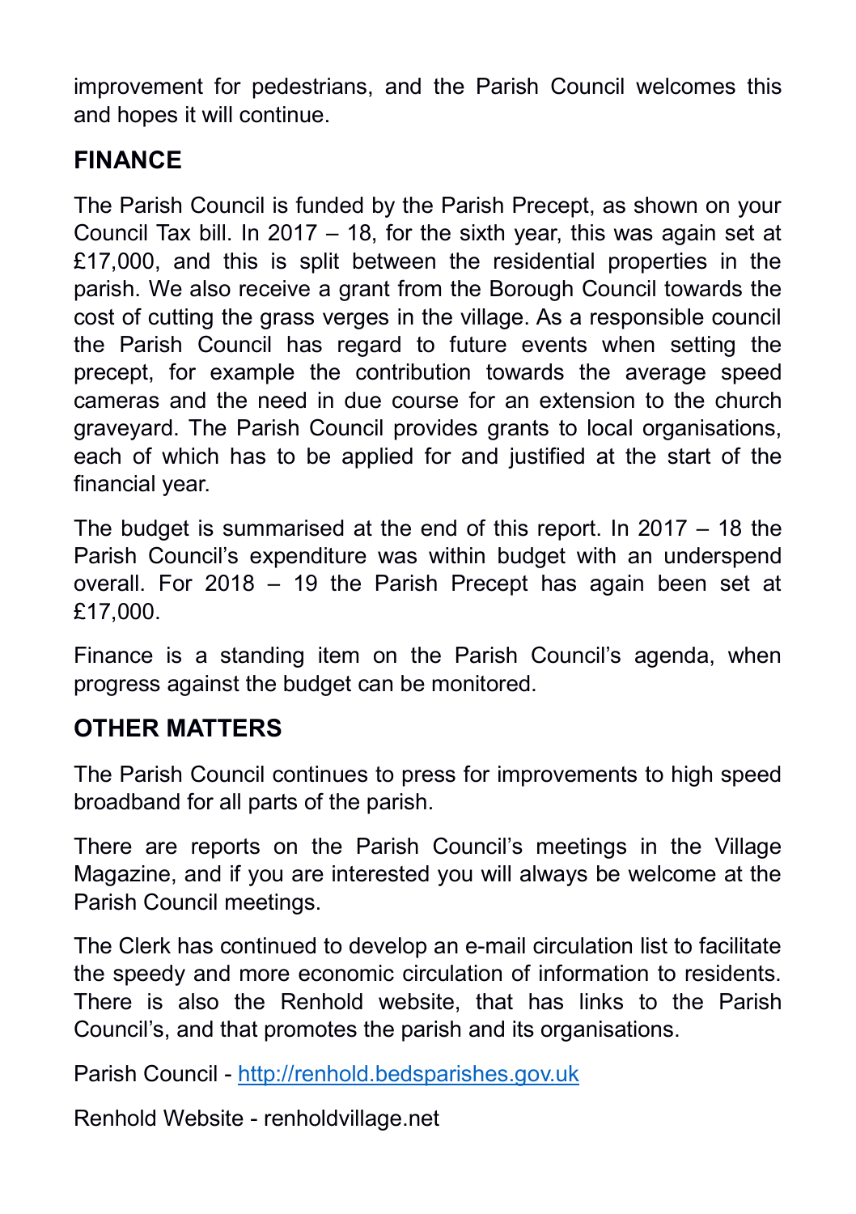improvement for pedestrians, and the Parish Council welcomes this and hopes it will continue.

## FINANCE

The Parish Council is funded by the Parish Precept, as shown on your Council Tax bill. In 2017 – 18, for the sixth year, this was again set at £17,000, and this is split between the residential properties in the parish. We also receive a grant from the Borough Council towards the cost of cutting the grass verges in the village. As a responsible council the Parish Council has regard to future events when setting the precept, for example the contribution towards the average speed cameras and the need in due course for an extension to the church graveyard. The Parish Council provides grants to local organisations, each of which has to be applied for and justified at the start of the financial year.

The budget is summarised at the end of this report. In 2017 – 18 the Parish Council's expenditure was within budget with an underspend overall. For 2018 – 19 the Parish Precept has again been set at £17,000.

Finance is a standing item on the Parish Council's agenda, when progress against the budget can be monitored.

## OTHER MATTERS

The Parish Council continues to press for improvements to high speed broadband for all parts of the parish.

There are reports on the Parish Council's meetings in the Village Magazine, and if you are interested you will always be welcome at the Parish Council meetings.

The Clerk has continued to develop an e-mail circulation list to facilitate the speedy and more economic circulation of information to residents. There is also the Renhold website, that has links to the Parish Council's, and that promotes the parish and its organisations.

Parish Council - [http://renhold.bedsparishes.gov.uk](http://renhold.bedsparishes.gov.uk)

Renhold Website - renholdvillage.net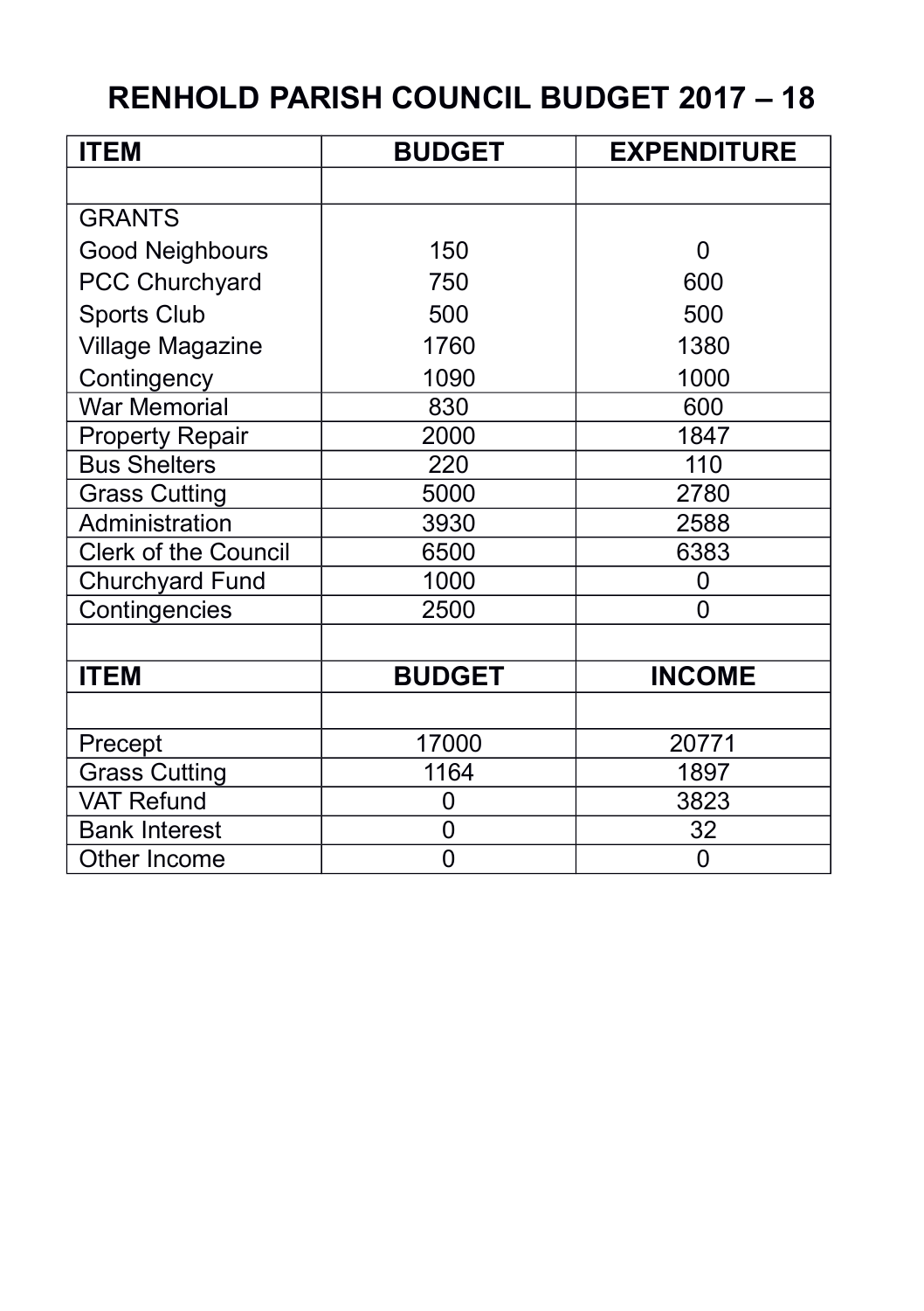# RENHOLD PARISH COUNCIL BUDGET 2017 – 18

| ITEM | BUDGET | EXPENDITURE |
|---|---|---|
| | | |
| GRANTS | | |
| Good Neighbours | 150 | 0 |
| PCC Churchyard | 750 | 600 |
| Sports Club | 500 | 500 |
| Village Magazine | 1760 | 1380 |
| Contingency | 1090 | 1000 |
| War Memorial | 830 | 600 |
| Property Repair | 2000 | 1847 |
| Bus Shelters | 220 | 110 |
| Grass Cutting | 5000 | 2780 |
| Administration | 3930 | 2588 |
| Clerk of the Council | 6500 | 6383 |
| Churchyard Fund | 1000 | 0 |
| Contingencies | 2500 | 0 |
| | | |
| **ITEM** | **BUDGET** | **INCOME** |
| | | |
| Precept | 17000 | 20771 |
| Grass Cutting | 1164 | 1897 |
| VAT Refund | 0 | 3823 |
| Bank Interest | 0 | 32 |
| Other Income | 0 | 0 |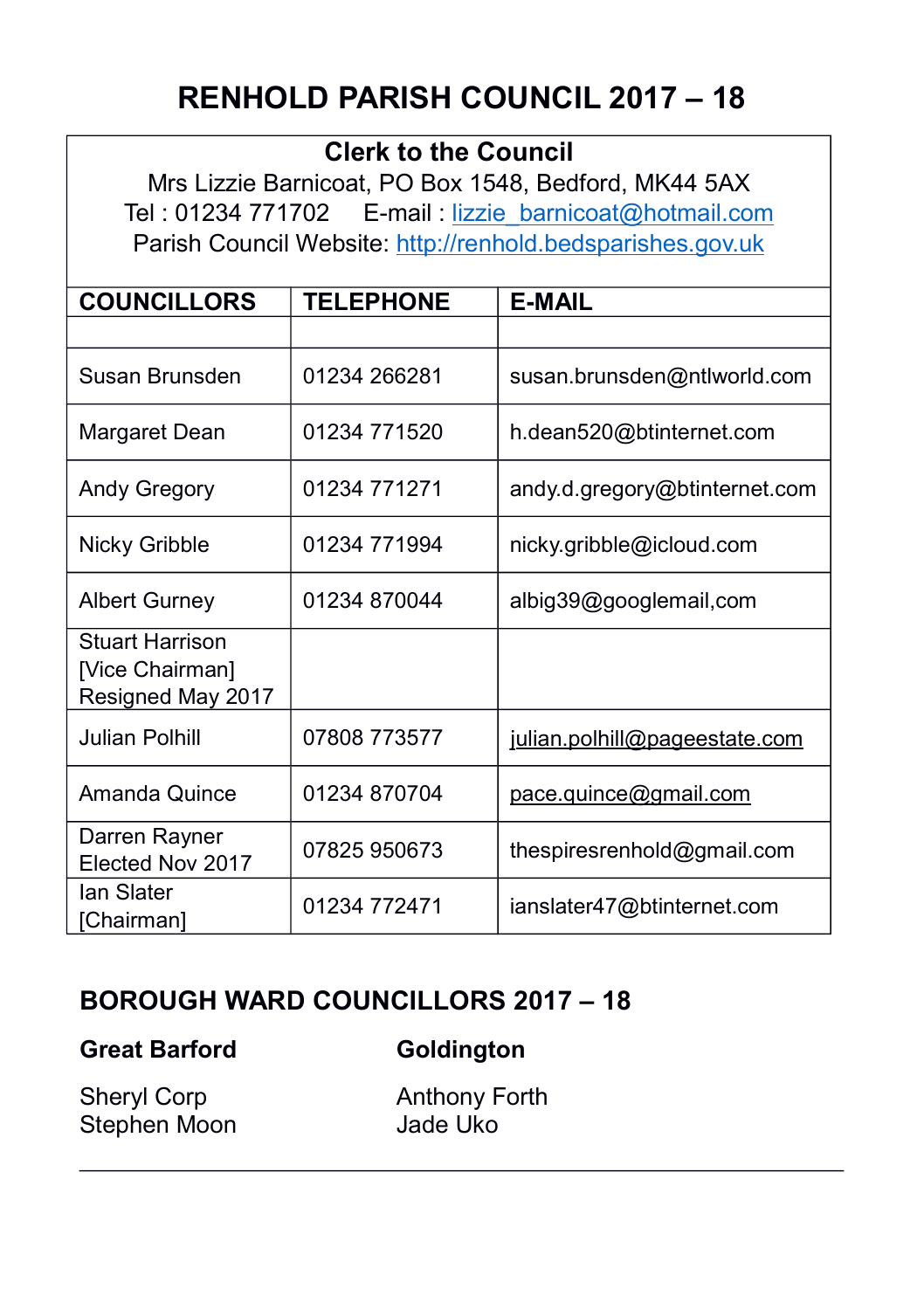# RENHOLD PARISH COUNCIL 2017 – 18

**Clerk to the Council**

Mrs Lizzie Barnicoat, PO Box 1548, Bedford, MK44 5AX
Tel : 01234 771702 E-mail : lizzie_barnicoat@hotmail.com
Parish Council Website: http://renhold.bedsparishes.gov.uk

| COUNCILLORS | TELEPHONE | E-MAIL |
|---|---|---|
| | | |
| Susan Brunsden | 01234 266281 | susan.brunsden@ntlworld.com |
| Margaret Dean | 01234 771520 | h.dean520@btinternet.com |
| Andy Gregory | 01234 771271 | andy.d.gregory@btinternet.com |
| Nicky Gribble | 01234 771994 | nicky.gribble@icloud.com |
| Albert Gurney | 01234 870044 | albig39@googlemail,com |
| Stuart Harrison [Vice Chairman] Resigned May 2017 | | |
| Julian Polhill | 07808 773577 | julian.polhill@pageestate.com |
| Amanda Quince | 01234 870704 | pace.quince@gmail.com |
| Darren Rayner Elected Nov 2017 | 07825 950673 | thespiresrenhold@gmail.com |
| Ian Slater [Chairman] | 01234 772471 | ianslater47@btinternet.com |

## BOROUGH WARD COUNCILLORS 2017 – 18

**Great Barford**

Sheryl Corp
Stephen Moon

**Goldington**

Anthony Forth
Jade Uko